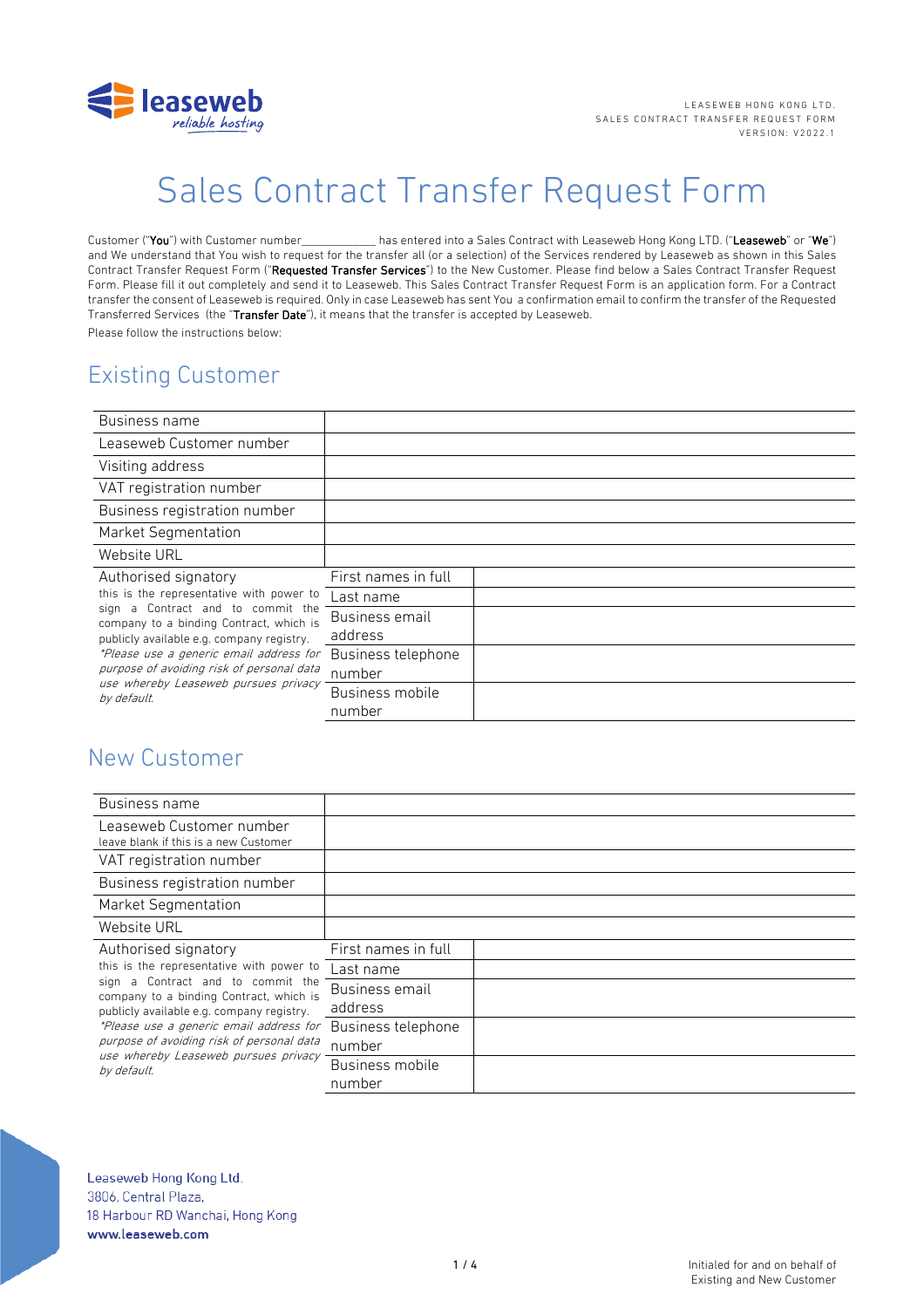LEASEWEB HONG KONG LTD.
SALES CONTRACT TRANSFER REQUEST FORM
VERSION: V2022.1

# Sales Contract Transfer Request Form

Customer ("**You**") with Customer number____________ has entered into a Sales Contract with Leaseweb Hong Kong LTD. ("**Leaseweb**" or "**We**") and We understand that You wish to request for the transfer all (or a selection) of the Services rendered by Leaseweb as shown in this Sales Contract Transfer Request Form ("**Requested Transfer Services**") to the New Customer. Please find below a Sales Contract Transfer Request Form. Please fill it out completely and send it to Leaseweb. This Sales Contract Transfer Request Form is an application form. For a Contract transfer the consent of Leaseweb is required. Only in case Leaseweb has sent You a confirmation email to confirm the transfer of the Requested Transferred Services (the "**Transfer Date**"), it means that the transfer is accepted by Leaseweb.

Please follow the instructions below:

## Existing Customer

| | | |
|---|---|---|
| Business name | | |
| Leaseweb Customer number | | |
| Visiting address | | |
| VAT registration number | | |
| Business registration number | | |
| Market Segmentation | | |
| Website URL | | |
| Authorised signatory<br>this is the representative with power to sign a Contract and to commit the company to a binding Contract, which is publicly available e.g. company registry.<br>*\*Please use a generic email address for purpose of avoiding risk of personal data use whereby Leaseweb pursues privacy by default.* | First names in full | |
| | Last name | |
| | Business email address | |
| | Business telephone number | |
| | Business mobile number | |

## New Customer

| | | |
|---|---|---|
| Business name | | |
| Leaseweb Customer number<br>leave blank if this is a new Customer | | |
| VAT registration number | | |
| Business registration number | | |
| Market Segmentation | | |
| Website URL | | |
| Authorised signatory<br>this is the representative with power to sign a Contract and to commit the company to a binding Contract, which is publicly available e.g. company registry.<br>*\*Please use a generic email address for purpose of avoiding risk of personal data use whereby Leaseweb pursues privacy by default.* | First names in full | |
| | Last name | |
| | Business email address | |
| | Business telephone number | |
| | Business mobile number | |

Leaseweb Hong Kong Ltd.
3806, Central Plaza,
18 Harbour RD Wanchai, Hong Kong
**www.leaseweb.com**

Initialed for and on behalf of
Existing and New Customer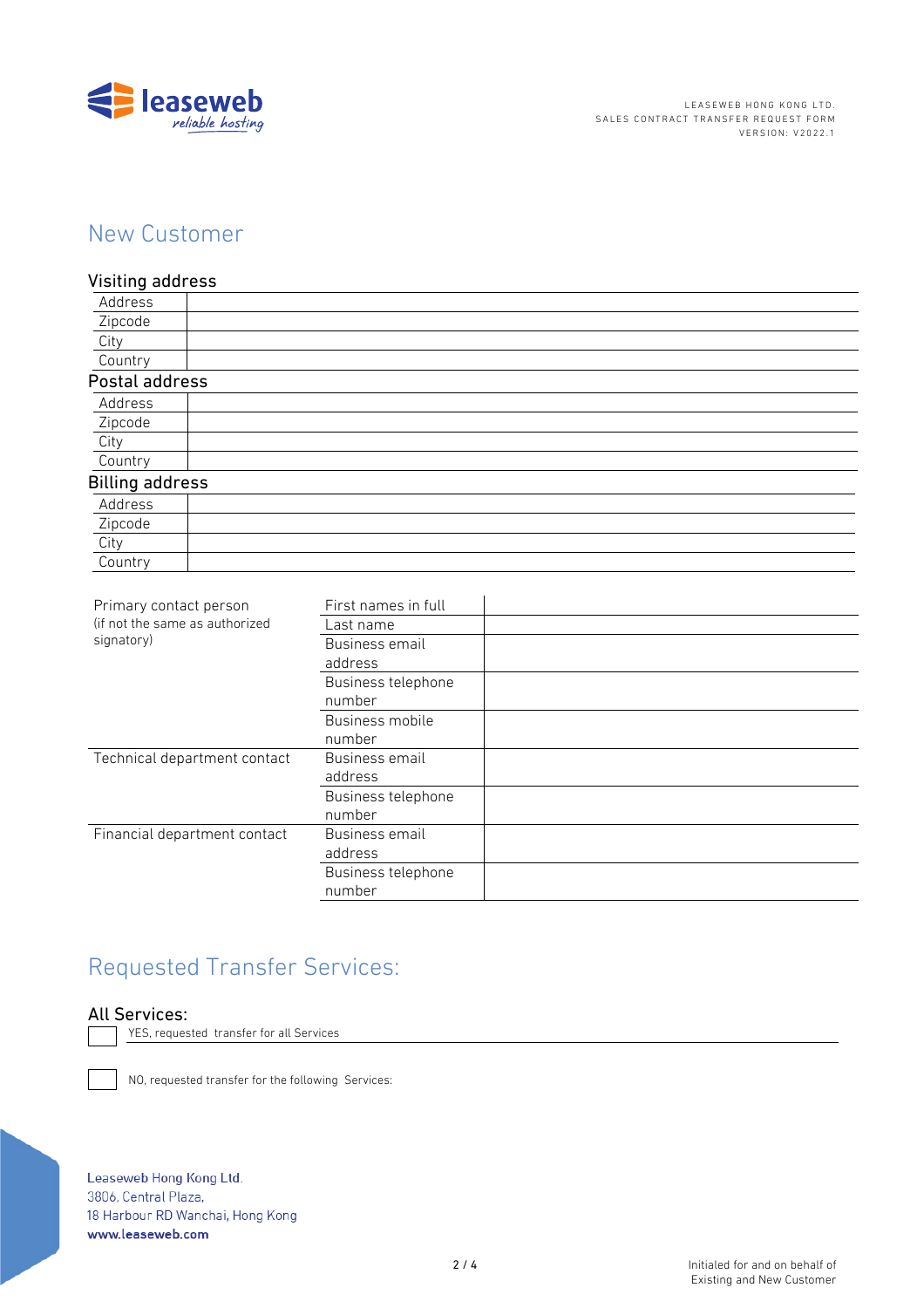## New Customer

### Visiting address

| | |
|---|---|
| Address | |
| Zipcode | |
| City | |
| Country | |

### Postal address

| | |
|---|---|
| Address | |
| Zipcode | |
| City | |
| Country | |

### Billing address

| | |
|---|---|
| Address | |
| Zipcode | |
| City | |
| Country | |

| | | |
|---|---|---|
| Primary contact person (if not the same as authorized signatory) | First names in full | |
| | Last name | |
| | Business email address | |
| | Business telephone number | |
| | Business mobile number | |
| Technical department contact | Business email address | |
| | Business telephone number | |
| Financial department contact | Business email address | |
| | Business telephone number | |

## Requested Transfer Services:

### All Services:

☐ YES, requested transfer for all Services

☐ NO, requested transfer for the following Services:

Leaseweb Hong Kong Ltd.
3806, Central Plaza,
18 Harbour RD Wanchai, Hong Kong
www.leaseweb.com

Initialed for and on behalf of
Existing and New Customer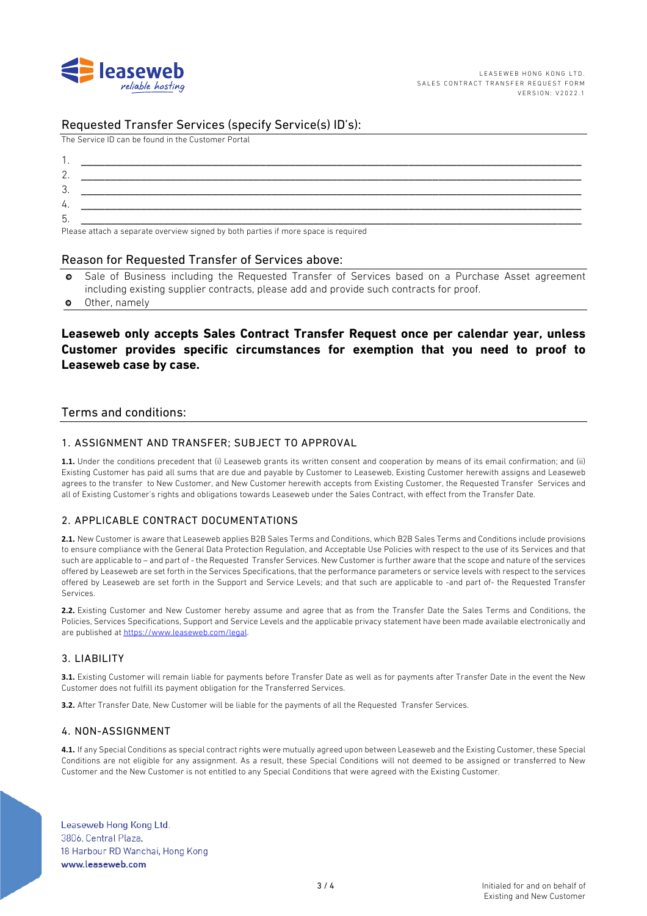## Requested Transfer Services (specify Service(s) ID's):

The Service ID can be found in the Customer Portal

1. \_\_\_\_\_\_\_\_\_\_\_\_\_\_\_\_\_\_\_\_\_\_\_\_\_\_\_\_\_\_\_\_\_\_\_\_\_\_\_\_\_\_\_\_\_\_\_\_
2. \_\_\_\_\_\_\_\_\_\_\_\_\_\_\_\_\_\_\_\_\_\_\_\_\_\_\_\_\_\_\_\_\_\_\_\_\_\_\_\_\_\_\_\_\_\_\_\_
3. \_\_\_\_\_\_\_\_\_\_\_\_\_\_\_\_\_\_\_\_\_\_\_\_\_\_\_\_\_\_\_\_\_\_\_\_\_\_\_\_\_\_\_\_\_\_\_\_
4. \_\_\_\_\_\_\_\_\_\_\_\_\_\_\_\_\_\_\_\_\_\_\_\_\_\_\_\_\_\_\_\_\_\_\_\_\_\_\_\_\_\_\_\_\_\_\_\_
5. \_\_\_\_\_\_\_\_\_\_\_\_\_\_\_\_\_\_\_\_\_\_\_\_\_\_\_\_\_\_\_\_\_\_\_\_\_\_\_\_\_\_\_\_\_\_\_\_

Please attach a separate overview signed by both parties if more space is required

## Reason for Requested Transfer of Services above:

- Sale of Business including the Requested Transfer of Services based on a Purchase Asset agreement including existing supplier contracts, please add and provide such contracts for proof.
- Other, namely

**Leaseweb only accepts Sales Contract Transfer Request once per calendar year, unless Customer provides specific circumstances for exemption that you need to proof to Leaseweb case by case.**

## Terms and conditions:

### 1. ASSIGNMENT AND TRANSFER; SUBJECT TO APPROVAL

**1.1.** Under the conditions precedent that (i) Leaseweb grants its written consent and cooperation by means of its email confirmation; and (ii) Existing Customer has paid all sums that are due and payable by Customer to Leaseweb, Existing Customer herewith assigns and Leaseweb agrees to the transfer to New Customer, and New Customer herewith accepts from Existing Customer, the Requested Transfer Services and all of Existing Customer's rights and obligations towards Leaseweb under the Sales Contract, with effect from the Transfer Date.

### 2. APPLICABLE CONTRACT DOCUMENTATIONS

**2.1.** New Customer is aware that Leaseweb applies B2B Sales Terms and Conditions, which B2B Sales Terms and Conditions include provisions to ensure compliance with the General Data Protection Regulation, and Acceptable Use Policies with respect to the use of its Services and that such are applicable to – and part of - the Requested Transfer Services. New Customer is further aware that the scope and nature of the services offered by Leaseweb are set forth in the Services Specifications, that the performance parameters or service levels with respect to the services offered by Leaseweb are set forth in the Support and Service Levels; and that such are applicable to -and part of- the Requested Transfer Services.

**2.2.** Existing Customer and New Customer hereby assume and agree that as from the Transfer Date the Sales Terms and Conditions, the Policies, Services Specifications, Support and Service Levels and the applicable privacy statement have been made available electronically and are published at https://www.leaseweb.com/legal.

### 3. LIABILITY

**3.1.** Existing Customer will remain liable for payments before Transfer Date as well as for payments after Transfer Date in the event the New Customer does not fulfill its payment obligation for the Transferred Services.

**3.2.** After Transfer Date, New Customer will be liable for the payments of all the Requested Transfer Services.

### 4. NON-ASSIGNMENT

**4.1.** If any Special Conditions as special contract rights were mutually agreed upon between Leaseweb and the Existing Customer, these Special Conditions are not eligible for any assignment. As a result, these Special Conditions will not deemed to be assigned or transferred to New Customer and the New Customer is not entitled to any Special Conditions that were agreed with the Existing Customer.

Initialed for and on behalf of Existing and New Customer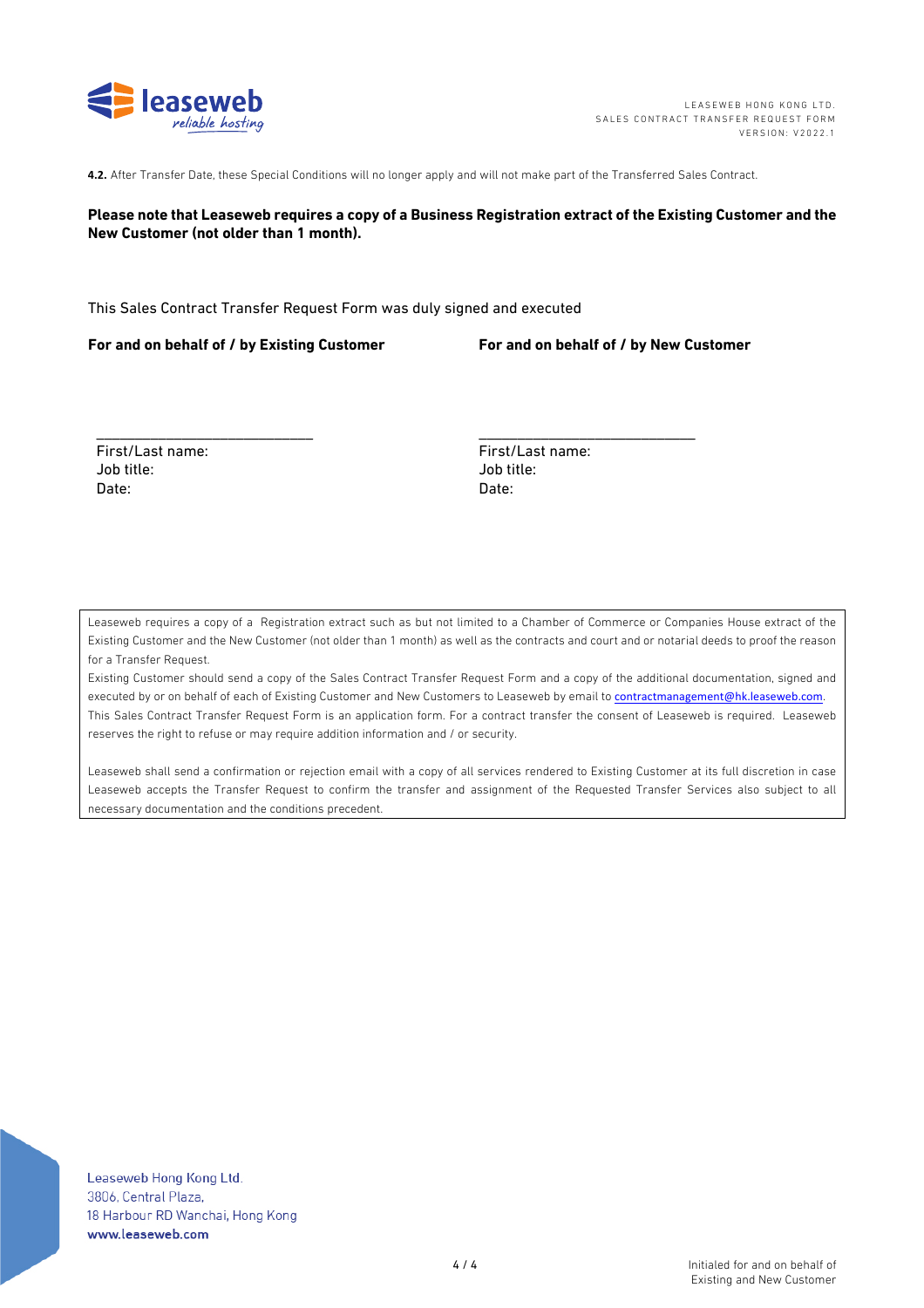**4.2.** After Transfer Date, these Special Conditions will no longer apply and will not make part of the Transferred Sales Contract.

**Please note that Leaseweb requires a copy of a Business Registration extract of the Existing Customer and the New Customer (not older than 1 month).**

This Sales Contract Transfer Request Form was duly signed and executed

| **For and on behalf of / by Existing Customer** | **For and on behalf of / by New Customer** |
| --- | --- |
| ______________________________ | ______________________________ |
| First/Last name: | First/Last name: |
| Job title: | Job title: |
| Date: | Date: |

Leaseweb requires a copy of a Registration extract such as but not limited to a Chamber of Commerce or Companies House extract of the Existing Customer and the New Customer (not older than 1 month) as well as the contracts and court and or notarial deeds to proof the reason for a Transfer Request.

Existing Customer should send a copy of the Sales Contract Transfer Request Form and a copy of the additional documentation, signed and executed by or on behalf of each of Existing Customer and New Customers to Leaseweb by email to contractmanagement@hk.leaseweb.com.

This Sales Contract Transfer Request Form is an application form. For a contract transfer the consent of Leaseweb is required. Leaseweb reserves the right to refuse or may require addition information and / or security.

Leaseweb shall send a confirmation or rejection email with a copy of all services rendered to Existing Customer at its full discretion in case Leaseweb accepts the Transfer Request to confirm the transfer and assignment of the Requested Transfer Services also subject to all necessary documentation and the conditions precedent.

Leaseweb Hong Kong Ltd.
3806, Central Plaza,
18 Harbour RD Wanchai, Hong Kong
**www.leaseweb.com**

Initialed for and on behalf of Existing and New Customer